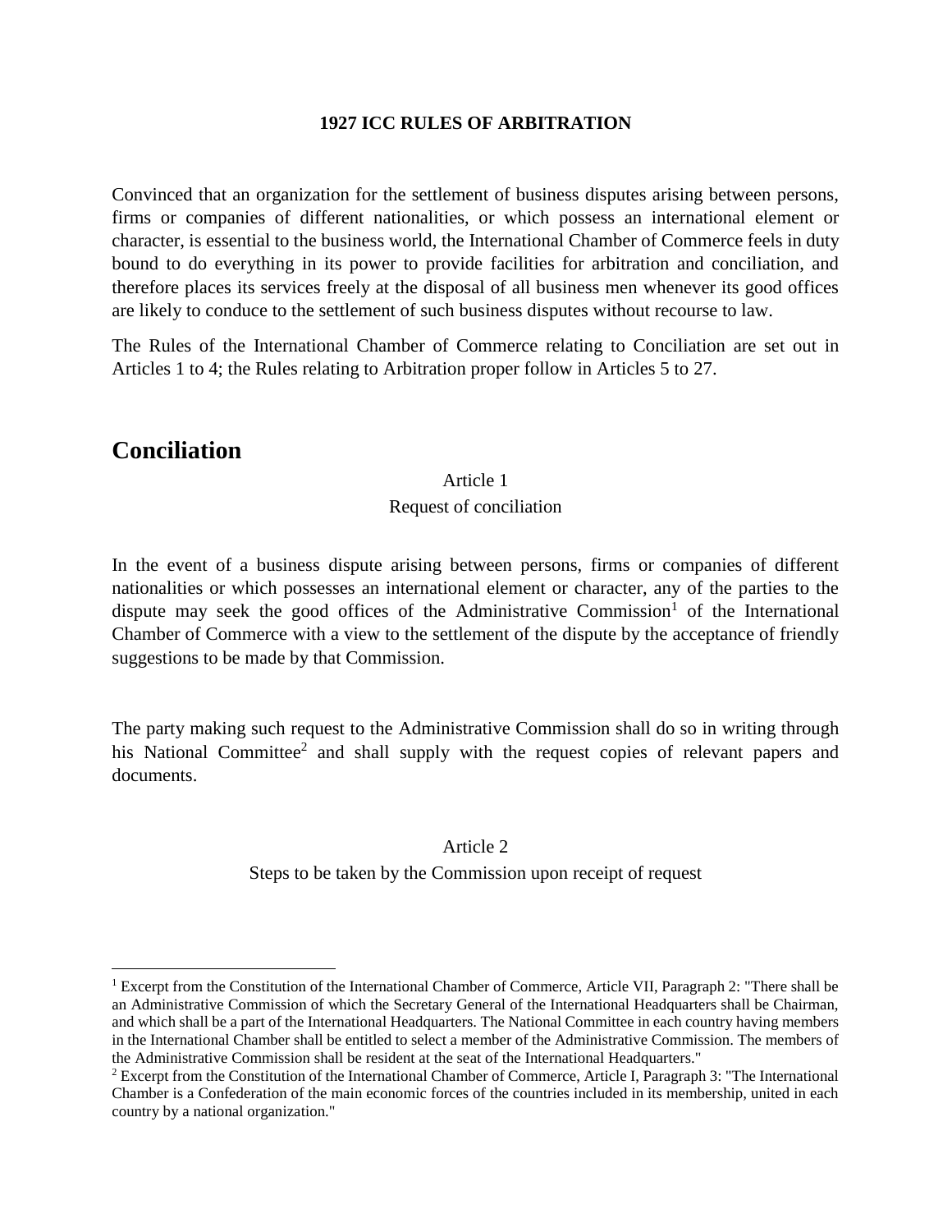# 1927 ICC RULES OF ARBITRATION

Convinced that an organization for the settlement of business disputes arising between persons, firms or companies of different nationalities, or which possess an international element or character, is essential to the business world, the International Chamber of Commerce feels in duty bound to do everything in its power to provide facilities for arbitration and conciliation, and therefore places its services freely at the disposal of all business men whenever its good offices are likely to conduce to the settlement of such business disputes without recourse to law.

The Rules of the International Chamber of Commerce relating to Conciliation are set out in Articles 1 to 4; the Rules relating to Arbitration proper follow in Articles 5 to 27.

## Conciliation

### Article 1
### Request of conciliation

In the event of a business dispute arising between persons, firms or companies of different nationalities or which possesses an international element or character, any of the parties to the dispute may seek the good offices of the Administrative Commission[1] of the International Chamber of Commerce with a view to the settlement of the dispute by the acceptance of friendly suggestions to be made by that Commission.

The party making such request to the Administrative Commission shall do so in writing through his National Committee[2] and shall supply with the request copies of relevant papers and documents.

### Article 2
### Steps to be taken by the Commission upon receipt of request

---

[1] Excerpt from the Constitution of the International Chamber of Commerce, Article VII, Paragraph 2: "There shall be an Administrative Commission of which the Secretary General of the International Headquarters shall be Chairman, and which shall be a part of the International Headquarters. The National Committee in each country having members in the International Chamber shall be entitled to select a member of the Administrative Commission. The members of the Administrative Commission shall be resident at the seat of the International Headquarters."

[2] Excerpt from the Constitution of the International Chamber of Commerce, Article I, Paragraph 3: "The International Chamber is a Confederation of the main economic forces of the countries included in its membership, united in each country by a national organization."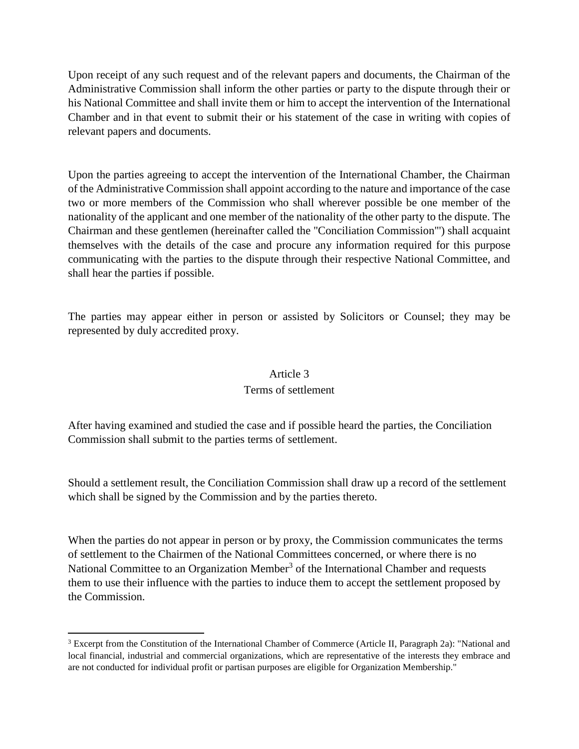Upon receipt of any such request and of the relevant papers and documents, the Chairman of the Administrative Commission shall inform the other parties or party to the dispute through their or his National Committee and shall invite them or him to accept the intervention of the International Chamber and in that event to submit their or his statement of the case in writing with copies of relevant papers and documents.

Upon the parties agreeing to accept the intervention of the International Chamber, the Chairman of the Administrative Commission shall appoint according to the nature and importance of the case two or more members of the Commission who shall wherever possible be one member of the nationality of the applicant and one member of the nationality of the other party to the dispute. The Chairman and these gentlemen (hereinafter called the "Conciliation Commission"') shall acquaint themselves with the details of the case and procure any information required for this purpose communicating with the parties to the dispute through their respective National Committee, and shall hear the parties if possible.

The parties may appear either in person or assisted by Solicitors or Counsel; they may be represented by duly accredited proxy.

### Article 3
### Terms of settlement

After having examined and studied the case and if possible heard the parties, the Conciliation Commission shall submit to the parties terms of settlement.

Should a settlement result, the Conciliation Commission shall draw up a record of the settlement which shall be signed by the Commission and by the parties thereto.

When the parties do not appear in person or by proxy, the Commission communicates the terms of settlement to the Chairmen of the National Committees concerned, or where there is no National Committee to an Organization Member[3] of the International Chamber and requests them to use their influence with the parties to induce them to accept the settlement proposed by the Commission.

[3] Excerpt from the Constitution of the International Chamber of Commerce (Article II, Paragraph 2a): "National and local financial, industrial and commercial organizations, which are representative of the interests they embrace and are not conducted for individual profit or partisan purposes are eligible for Organization Membership."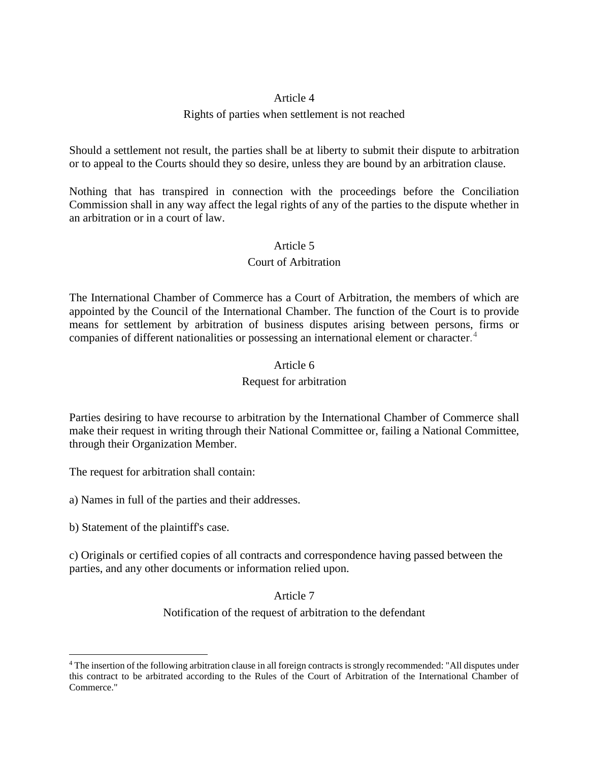## Article 4

### Rights of parties when settlement is not reached

Should a settlement not result, the parties shall be at liberty to submit their dispute to arbitration or to appeal to the Courts should they so desire, unless they are bound by an arbitration clause.

Nothing that has transpired in connection with the proceedings before the Conciliation Commission shall in any way affect the legal rights of any of the parties to the dispute whether in an arbitration or in a court of law.

## Article 5

### Court of Arbitration

The International Chamber of Commerce has a Court of Arbitration, the members of which are appointed by the Council of the International Chamber. The function of the Court is to provide means for settlement by arbitration of business disputes arising between persons, firms or companies of different nationalities or possessing an international element or character.[4]

## Article 6

### Request for arbitration

Parties desiring to have recourse to arbitration by the International Chamber of Commerce shall make their request in writing through their National Committee or, failing a National Committee, through their Organization Member.

The request for arbitration shall contain:

a) Names in full of the parties and their addresses.

b) Statement of the plaintiff's case.

c) Originals or certified copies of all contracts and correspondence having passed between the parties, and any other documents or information relied upon.

## Article 7

### Notification of the request of arbitration to the defendant

---

[4] The insertion of the following arbitration clause in all foreign contracts is strongly recommended: "All disputes under this contract to be arbitrated according to the Rules of the Court of Arbitration of the International Chamber of Commerce."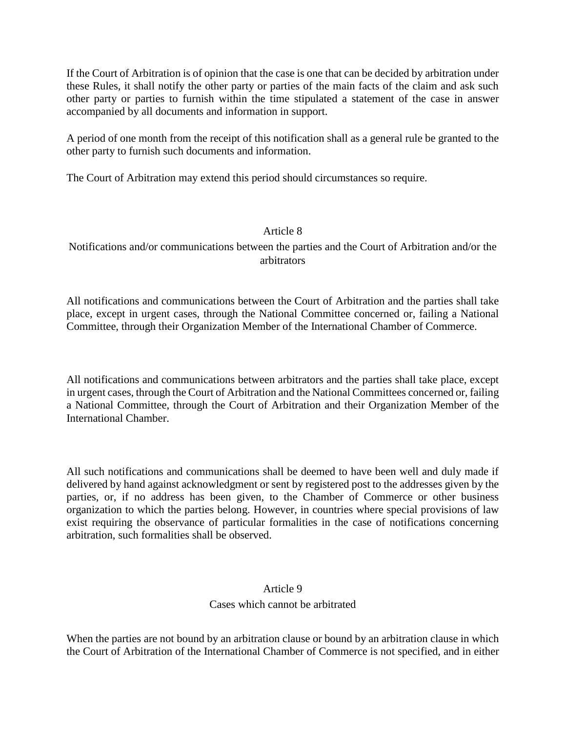If the Court of Arbitration is of opinion that the case is one that can be decided by arbitration under these Rules, it shall notify the other party or parties of the main facts of the claim and ask such other party or parties to furnish within the time stipulated a statement of the case in answer accompanied by all documents and information in support.

A period of one month from the receipt of this notification shall as a general rule be granted to the other party to furnish such documents and information.

The Court of Arbitration may extend this period should circumstances so require.

## Article 8

### Notifications and/or communications between the parties and the Court of Arbitration and/or the arbitrators

All notifications and communications between the Court of Arbitration and the parties shall take place, except in urgent cases, through the National Committee concerned or, failing a National Committee, through their Organization Member of the International Chamber of Commerce.

All notifications and communications between arbitrators and the parties shall take place, except in urgent cases, through the Court of Arbitration and the National Committees concerned or, failing a National Committee, through the Court of Arbitration and their Organization Member of the International Chamber.

All such notifications and communications shall be deemed to have been well and duly made if delivered by hand against acknowledgment or sent by registered post to the addresses given by the parties, or, if no address has been given, to the Chamber of Commerce or other business organization to which the parties belong. However, in countries where special provisions of law exist requiring the observance of particular formalities in the case of notifications concerning arbitration, such formalities shall be observed.

## Article 9

### Cases which cannot be arbitrated

When the parties are not bound by an arbitration clause or bound by an arbitration clause in which the Court of Arbitration of the International Chamber of Commerce is not specified, and in either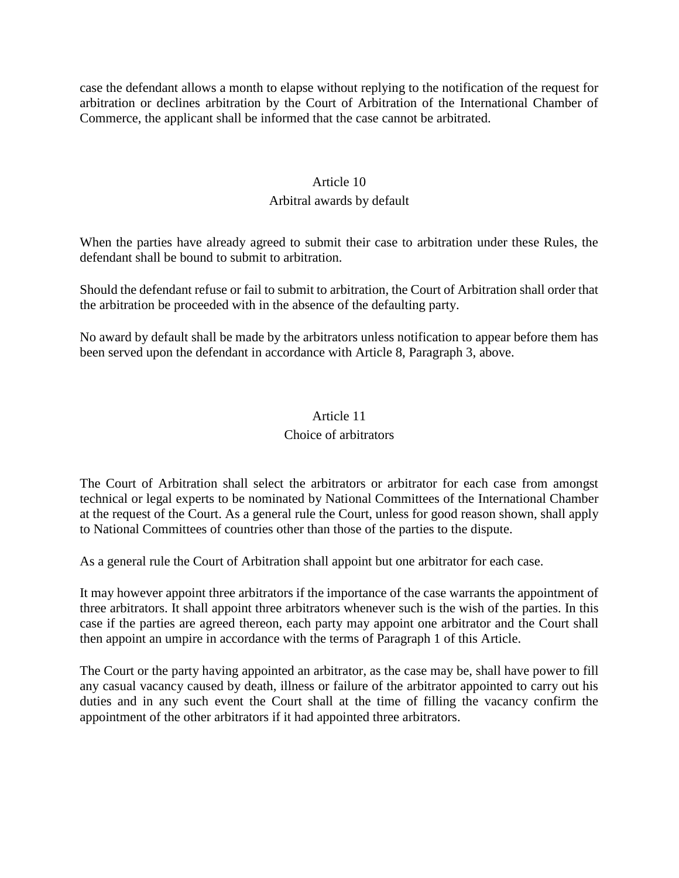case the defendant allows a month to elapse without replying to the notification of the request for arbitration or declines arbitration by the Court of Arbitration of the International Chamber of Commerce, the applicant shall be informed that the case cannot be arbitrated.

## Article 10
### Arbitral awards by default

When the parties have already agreed to submit their case to arbitration under these Rules, the defendant shall be bound to submit to arbitration.

Should the defendant refuse or fail to submit to arbitration, the Court of Arbitration shall order that the arbitration be proceeded with in the absence of the defaulting party.

No award by default shall be made by the arbitrators unless notification to appear before them has been served upon the defendant in accordance with Article 8, Paragraph 3, above.

## Article 11
### Choice of arbitrators

The Court of Arbitration shall select the arbitrators or arbitrator for each case from amongst technical or legal experts to be nominated by National Committees of the International Chamber at the request of the Court. As a general rule the Court, unless for good reason shown, shall apply to National Committees of countries other than those of the parties to the dispute.

As a general rule the Court of Arbitration shall appoint but one arbitrator for each case.

It may however appoint three arbitrators if the importance of the case warrants the appointment of three arbitrators. It shall appoint three arbitrators whenever such is the wish of the parties. In this case if the parties are agreed thereon, each party may appoint one arbitrator and the Court shall then appoint an umpire in accordance with the terms of Paragraph 1 of this Article.

The Court or the party having appointed an arbitrator, as the case may be, shall have power to fill any casual vacancy caused by death, illness or failure of the arbitrator appointed to carry out his duties and in any such event the Court shall at the time of filling the vacancy confirm the appointment of the other arbitrators if it had appointed three arbitrators.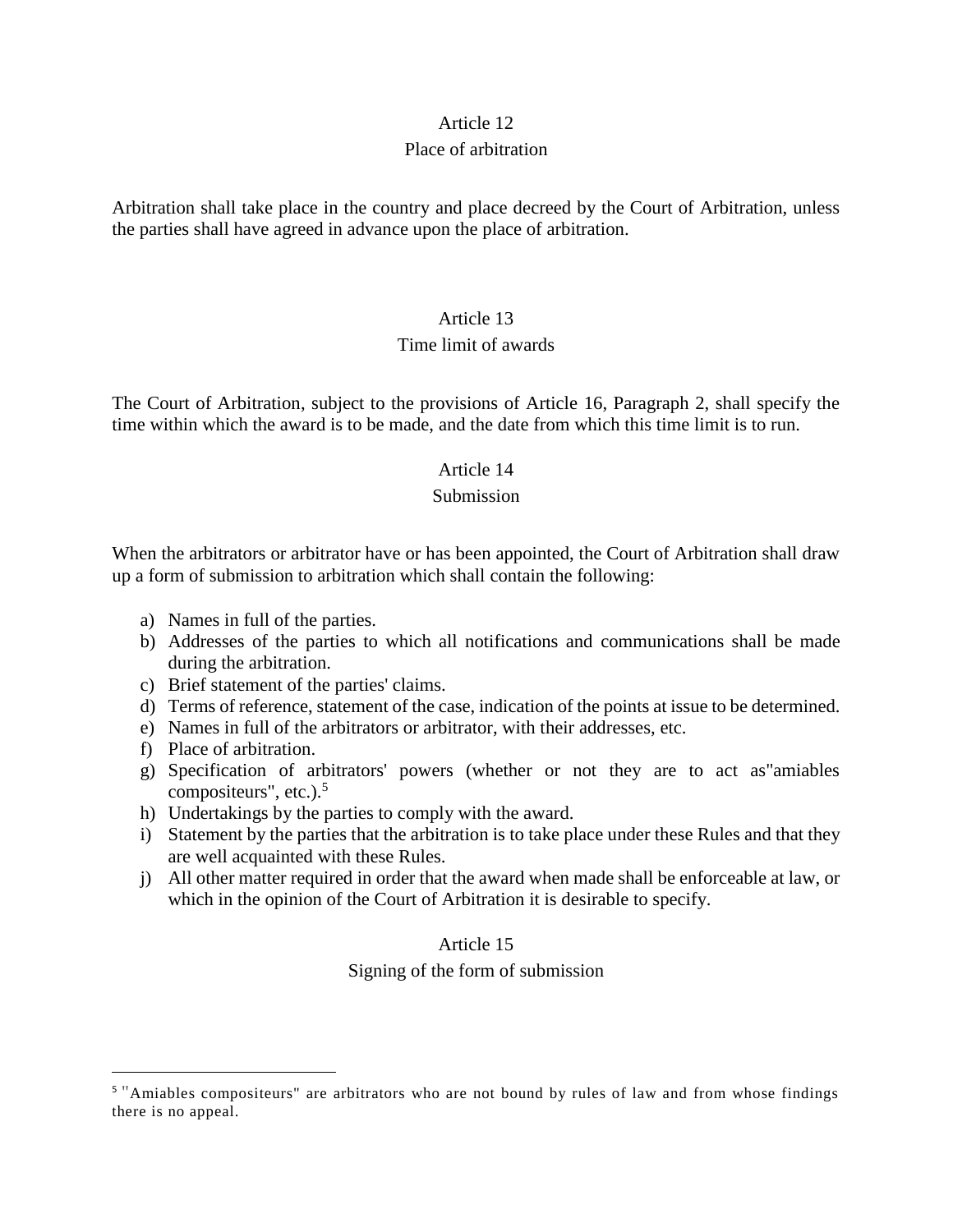## Article 12

### Place of arbitration

Arbitration shall take place in the country and place decreed by the Court of Arbitration, unless the parties shall have agreed in advance upon the place of arbitration.

## Article 13

### Time limit of awards

The Court of Arbitration, subject to the provisions of Article 16, Paragraph 2, shall specify the time within which the award is to be made, and the date from which this time limit is to run.

## Article 14

### Submission

When the arbitrators or arbitrator have or has been appointed, the Court of Arbitration shall draw up a form of submission to arbitration which shall contain the following:

a) Names in full of the parties.
b) Addresses of the parties to which all notifications and communications shall be made during the arbitration.
c) Brief statement of the parties' claims.
d) Terms of reference, statement of the case, indication of the points at issue to be determined.
e) Names in full of the arbitrators or arbitrator, with their addresses, etc.
f) Place of arbitration.
g) Specification of arbitrators' powers (whether or not they are to act as"amiables compositeurs", etc.).[5]
h) Undertakings by the parties to comply with the award.
i) Statement by the parties that the arbitration is to take place under these Rules and that they are well acquainted with these Rules.
j) All other matter required in order that the award when made shall be enforceable at law, or which in the opinion of the Court of Arbitration it is desirable to specify.

## Article 15

### Signing of the form of submission

---

[5] "Amiables compositeurs" are arbitrators who are not bound by rules of law and from whose findings there is no appeal.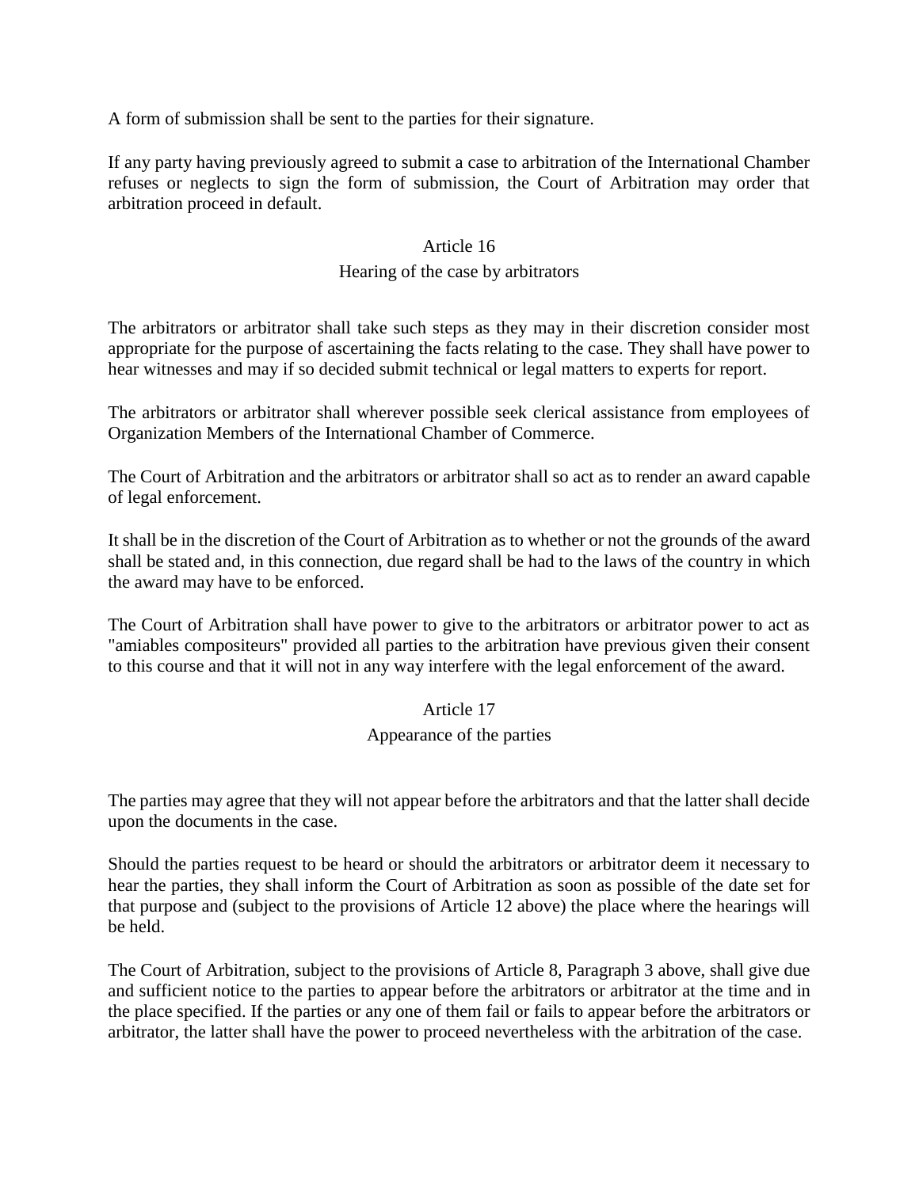A form of submission shall be sent to the parties for their signature.

If any party having previously agreed to submit a case to arbitration of the International Chamber refuses or neglects to sign the form of submission, the Court of Arbitration may order that arbitration proceed in default.

### Article 16

### Hearing of the case by arbitrators

The arbitrators or arbitrator shall take such steps as they may in their discretion consider most appropriate for the purpose of ascertaining the facts relating to the case. They shall have power to hear witnesses and may if so decided submit technical or legal matters to experts for report.

The arbitrators or arbitrator shall wherever possible seek clerical assistance from employees of Organization Members of the International Chamber of Commerce.

The Court of Arbitration and the arbitrators or arbitrator shall so act as to render an award capable of legal enforcement.

It shall be in the discretion of the Court of Arbitration as to whether or not the grounds of the award shall be stated and, in this connection, due regard shall be had to the laws of the country in which the award may have to be enforced.

The Court of Arbitration shall have power to give to the arbitrators or arbitrator power to act as "amiables compositeurs" provided all parties to the arbitration have previous given their consent to this course and that it will not in any way interfere with the legal enforcement of the award.

### Article 17

### Appearance of the parties

The parties may agree that they will not appear before the arbitrators and that the latter shall decide upon the documents in the case.

Should the parties request to be heard or should the arbitrators or arbitrator deem it necessary to hear the parties, they shall inform the Court of Arbitration as soon as possible of the date set for that purpose and (subject to the provisions of Article 12 above) the place where the hearings will be held.

The Court of Arbitration, subject to the provisions of Article 8, Paragraph 3 above, shall give due and sufficient notice to the parties to appear before the arbitrators or arbitrator at the time and in the place specified. If the parties or any one of them fail or fails to appear before the arbitrators or arbitrator, the latter shall have the power to proceed nevertheless with the arbitration of the case.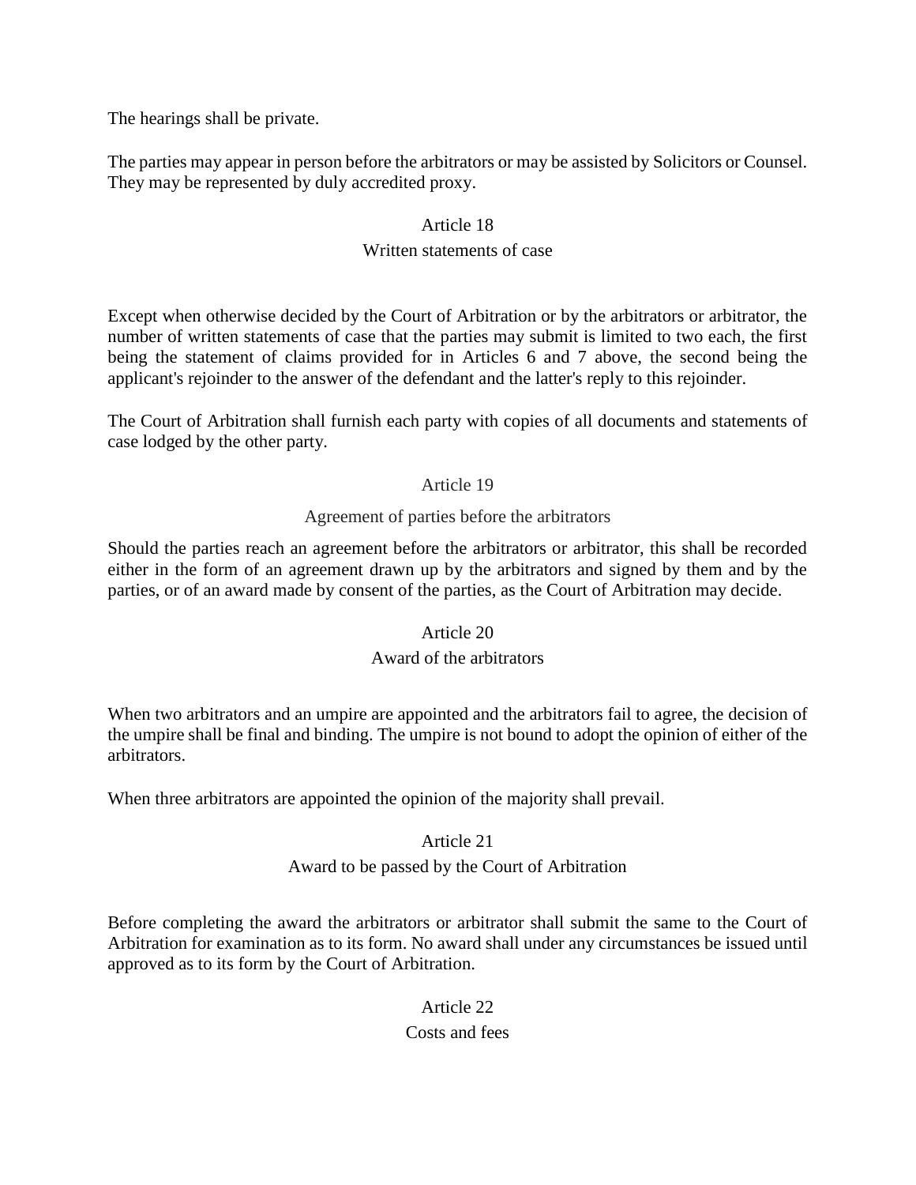The hearings shall be private.

The parties may appear in person before the arbitrators or may be assisted by Solicitors or Counsel. They may be represented by duly accredited proxy.

## Article 18

### Written statements of case

Except when otherwise decided by the Court of Arbitration or by the arbitrators or arbitrator, the number of written statements of case that the parties may submit is limited to two each, the first being the statement of claims provided for in Articles 6 and 7 above, the second being the applicant's rejoinder to the answer of the defendant and the latter's reply to this rejoinder.

The Court of Arbitration shall furnish each party with copies of all documents and statements of case lodged by the other party.

## Article 19

### Agreement of parties before the arbitrators

Should the parties reach an agreement before the arbitrators or arbitrator, this shall be recorded either in the form of an agreement drawn up by the arbitrators and signed by them and by the parties, or of an award made by consent of the parties, as the Court of Arbitration may decide.

## Article 20

### Award of the arbitrators

When two arbitrators and an umpire are appointed and the arbitrators fail to agree, the decision of the umpire shall be final and binding. The umpire is not bound to adopt the opinion of either of the arbitrators.

When three arbitrators are appointed the opinion of the majority shall prevail.

## Article 21

### Award to be passed by the Court of Arbitration

Before completing the award the arbitrators or arbitrator shall submit the same to the Court of Arbitration for examination as to its form. No award shall under any circumstances be issued until approved as to its form by the Court of Arbitration.

## Article 22

### Costs and fees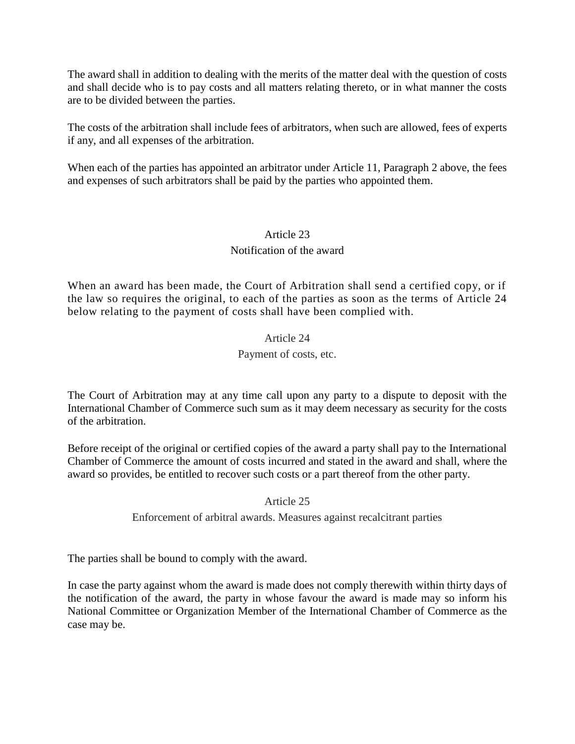The award shall in addition to dealing with the merits of the matter deal with the question of costs and shall decide who is to pay costs and all matters relating thereto, or in what manner the costs are to be divided between the parties.

The costs of the arbitration shall include fees of arbitrators, when such are allowed, fees of experts if any, and all expenses of the arbitration.

When each of the parties has appointed an arbitrator under Article 11, Paragraph 2 above, the fees and expenses of such arbitrators shall be paid by the parties who appointed them.

## Article 23

### Notification of the award

When an award has been made, the Court of Arbitration shall send a certified copy, or if the law so requires the original, to each of the parties as soon as the terms of Article 24 below relating to the payment of costs shall have been complied with.

## Article 24

### Payment of costs, etc.

The Court of Arbitration may at any time call upon any party to a dispute to deposit with the International Chamber of Commerce such sum as it may deem necessary as security for the costs of the arbitration.

Before receipt of the original or certified copies of the award a party shall pay to the International Chamber of Commerce the amount of costs incurred and stated in the award and shall, where the award so provides, be entitled to recover such costs or a part thereof from the other party.

## Article 25

### Enforcement of arbitral awards. Measures against recalcitrant parties

The parties shall be bound to comply with the award.

In case the party against whom the award is made does not comply therewith within thirty days of the notification of the award, the party in whose favour the award is made may so inform his National Committee or Organization Member of the International Chamber of Commerce as the case may be.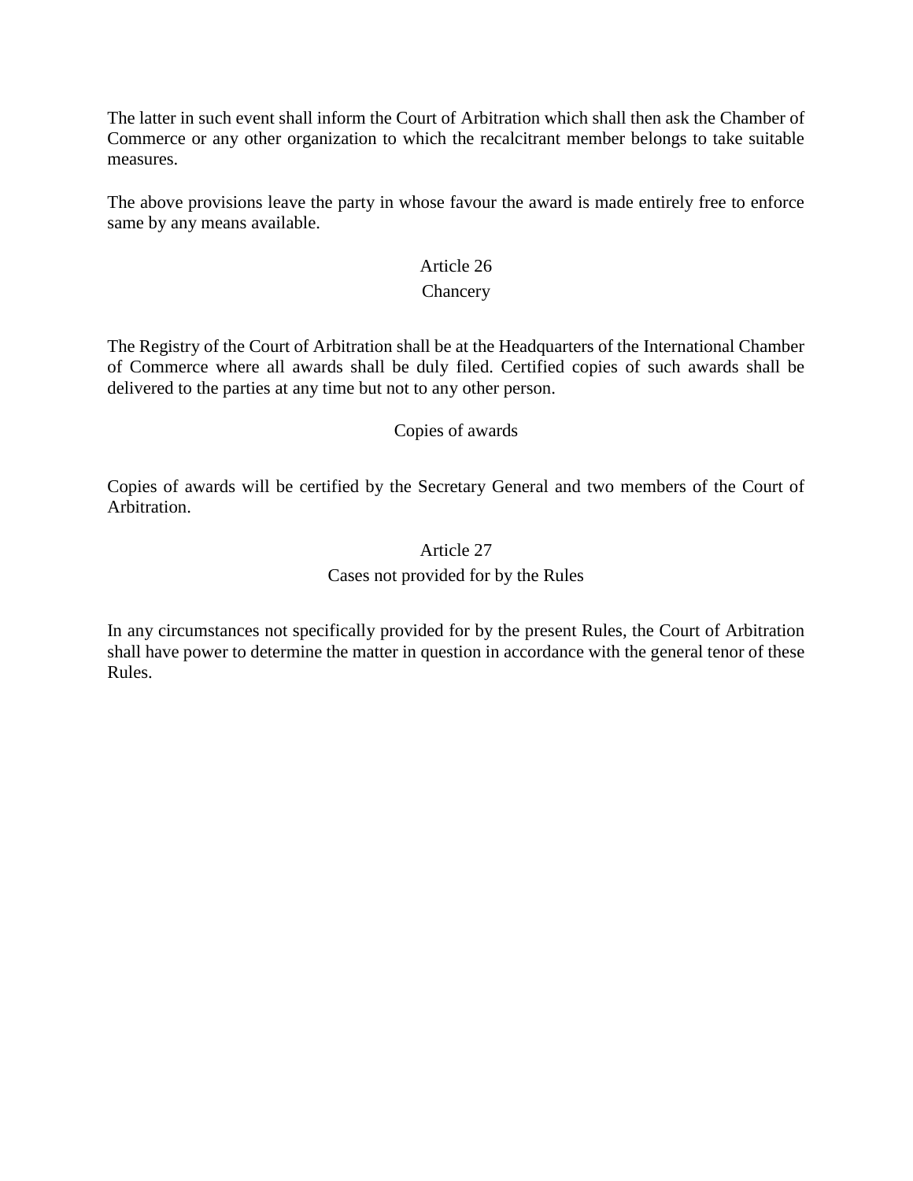The latter in such event shall inform the Court of Arbitration which shall then ask the Chamber of Commerce or any other organization to which the recalcitrant member belongs to take suitable measures.

The above provisions leave the party in whose favour the award is made entirely free to enforce same by any means available.

## Article 26
### Chancery

The Registry of the Court of Arbitration shall be at the Headquarters of the International Chamber of Commerce where all awards shall be duly filed. Certified copies of such awards shall be delivered to the parties at any time but not to any other person.

### Copies of awards

Copies of awards will be certified by the Secretary General and two members of the Court of Arbitration.

## Article 27
### Cases not provided for by the Rules

In any circumstances not specifically provided for by the present Rules, the Court of Arbitration shall have power to determine the matter in question in accordance with the general tenor of these Rules.